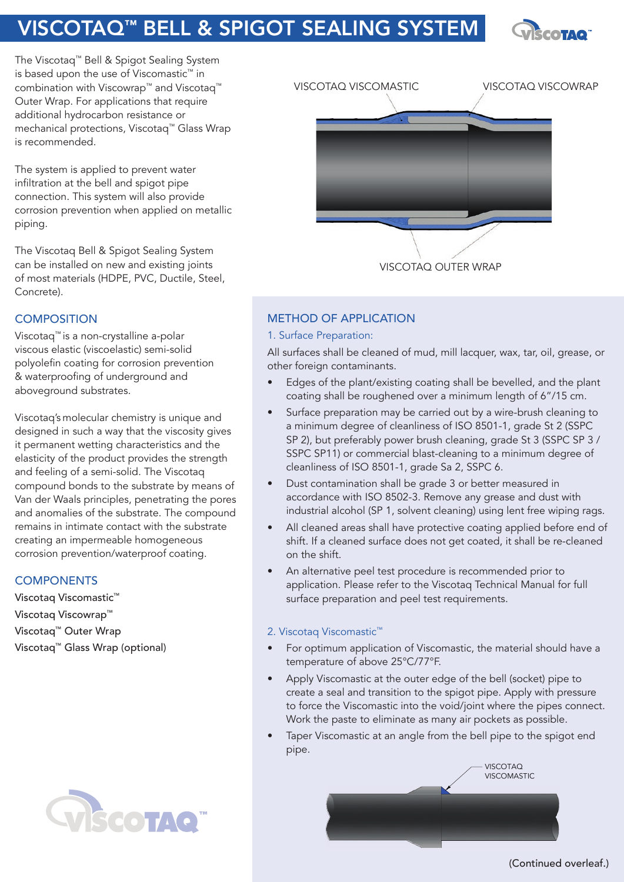# VISCOTAQ™ BELL & SPIGOT SEALING SYSTEM

The Viscotaq™ Bell & Spigot Sealing System is based upon the use of Viscomastic™ in combination with Viscowrap™ and Viscotaq™ Outer Wrap. For applications that require additional hydrocarbon resistance or mechanical protections, Viscotaq™ Glass Wrap is recommended.

The system is applied to prevent water infiltration at the bell and spigot pipe connection. This system will also provide corrosion prevention when applied on metallic piping.

The Viscotaq Bell & Spigot Sealing System can be installed on new and existing joints of most materials (HDPE, PVC, Ductile, Steel, Concrete).

VISCOTAQ VISCOMASTIC

VISCOTAQ VISCOWRAP

VISCOTAQ OUTER WRAP

## COMPOSITION

Viscotaq™ is a non-crystalline a-polar viscous elastic (viscoelastic) semi-solid polyolefin coating for corrosion prevention & waterproofing of underground and aboveground substrates.

Viscotaq's molecular chemistry is unique and designed in such a way that the viscosity gives it permanent wetting characteristics and the elasticity of the product provides the strength and feeling of a semi-solid. The Viscotaq compound bonds to the substrate by means of Van der Waals principles, penetrating the pores and anomalies of the substrate. The compound remains in intimate contact with the substrate creating an impermeable homogeneous corrosion prevention/waterproof coating.

## COMPONENTS

Viscotaq Viscomastic™

Viscotaq Viscowrap™

Viscotaq™ Outer Wrap

Viscotaq™ Glass Wrap (optional)

## METHOD OF APPLICATION

### 1. Surface Preparation:

All surfaces shall be cleaned of mud, mill lacquer, wax, tar, oil, grease, or other foreign contaminants.

- Edges of the plant/existing coating shall be bevelled, and the plant coating shall be roughened over a minimum length of 6"/15 cm.
- Surface preparation may be carried out by a wire-brush cleaning to a minimum degree of cleanliness of ISO 8501-1, grade St 2 (SSPC SP 2), but preferably power brush cleaning, grade St 3 (SSPC SP 3 / SSPC SP11) or commercial blast-cleaning to a minimum degree of cleanliness of ISO 8501-1, grade Sa 2, SSPC 6.
- Dust contamination shall be grade 3 or better measured in accordance with ISO 8502-3. Remove any grease and dust with industrial alcohol (SP 1, solvent cleaning) using lent free wiping rags.
- All cleaned areas shall have protective coating applied before end of shift. If a cleaned surface does not get coated, it shall be re-cleaned on the shift.
- An alternative peel test procedure is recommended prior to application. Please refer to the Viscotaq Technical Manual for full surface preparation and peel test requirements.

### 2. Viscotaq Viscomastic™

- For optimum application of Viscomastic, the material should have a temperature of above 25°C/77°F.
- Apply Viscomastic at the outer edge of the bell (socket) pipe to create a seal and transition to the spigot pipe. Apply with pressure to force the Viscomastic into the void/joint where the pipes connect. Work the paste to eliminate as many air pockets as possible.
- Taper Viscomastic at an angle from the bell pipe to the spigot end pipe.

VISCOTAQ VISCOMASTIC

(Continued overleaf.)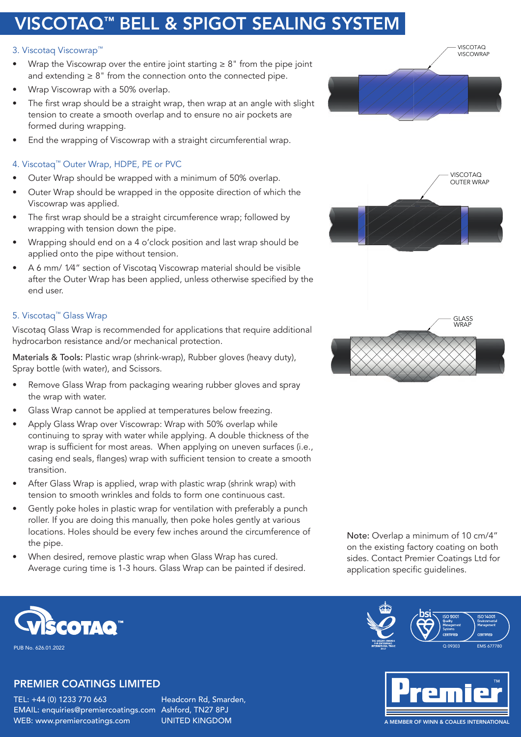# VISCOTAQ™ BELL & SPIGOT SEALING SYSTEM

### 3. Viscotaq Viscowrap™

- Wrap the Viscowrap over the entire joint starting ≥ 8" from the pipe joint and extending ≥ 8" from the connection onto the connected pipe.
- Wrap Viscowrap with a 50% overlap.
- The first wrap should be a straight wrap, then wrap at an angle with slight tension to create a smooth overlap and to ensure no air pockets are formed during wrapping.
- End the wrapping of Viscowrap with a straight circumferential wrap.

VISCOTAQ VISCOWRAP

### 4. Viscotaq™ Outer Wrap, HDPE, PE or PVC

- Outer Wrap should be wrapped with a minimum of 50% overlap.
- Outer Wrap should be wrapped in the opposite direction of which the Viscowrap was applied.
- The first wrap should be a straight circumference wrap; followed by wrapping with tension down the pipe.
- Wrapping should end on a 4 o'clock position and last wrap should be applied onto the pipe without tension.
- A 6 mm/ 1⁄4" section of Viscotaq Viscowrap material should be visible after the Outer Wrap has been applied, unless otherwise specified by the end user.

VISCOTAQ OUTER WRAP

### 5. Viscotaq™ Glass Wrap

Viscotaq Glass Wrap is recommended for applications that require additional hydrocarbon resistance and/or mechanical protection.

**Materials & Tools:** Plastic wrap (shrink-wrap), Rubber gloves (heavy duty), Spray bottle (with water), and Scissors.

- Remove Glass Wrap from packaging wearing rubber gloves and spray the wrap with water.
- Glass Wrap cannot be applied at temperatures below freezing.
- Apply Glass Wrap over Viscowrap: Wrap with 50% overlap while continuing to spray with water while applying. A double thickness of the wrap is sufficient for most areas. When applying on uneven surfaces (i.e., casing end seals, flanges) wrap with sufficient tension to create a smooth transition.
- After Glass Wrap is applied, wrap with plastic wrap (shrink wrap) with tension to smooth wrinkles and folds to form one continuous cast.
- Gently poke holes in plastic wrap for ventilation with preferably a punch roller. If you are doing this manually, then poke holes gently at various locations. Holes should be every few inches around the circumference of the pipe.
- When desired, remove plastic wrap when Glass Wrap has cured. Average curing time is 1-3 hours. Glass Wrap can be painted if desired.

GLASS WRAP

**Note:** Overlap a minimum of 10 cm/4" on the existing factory coating on both sides. Contact Premier Coatings Ltd for application specific guidelines.

VISCOTAQ™

PUB No. 626.01.2022

ISO 9001 Quality Management Systems CERTIFIED Q 09303

ISO 14001 Environmental Management CERTIFIED EMS 677780

## PREMIER COATINGS LIMITED

TEL: +44 (0) 1233 770 663
EMAIL: enquiries@premiercoatings.com
WEB: www.premiercoatings.com

Headcorn Rd, Smarden,
Ashford, TN27 8PJ
UNITED KINGDOM

Premier™
A MEMBER OF WINN & COALES INTERNATIONAL